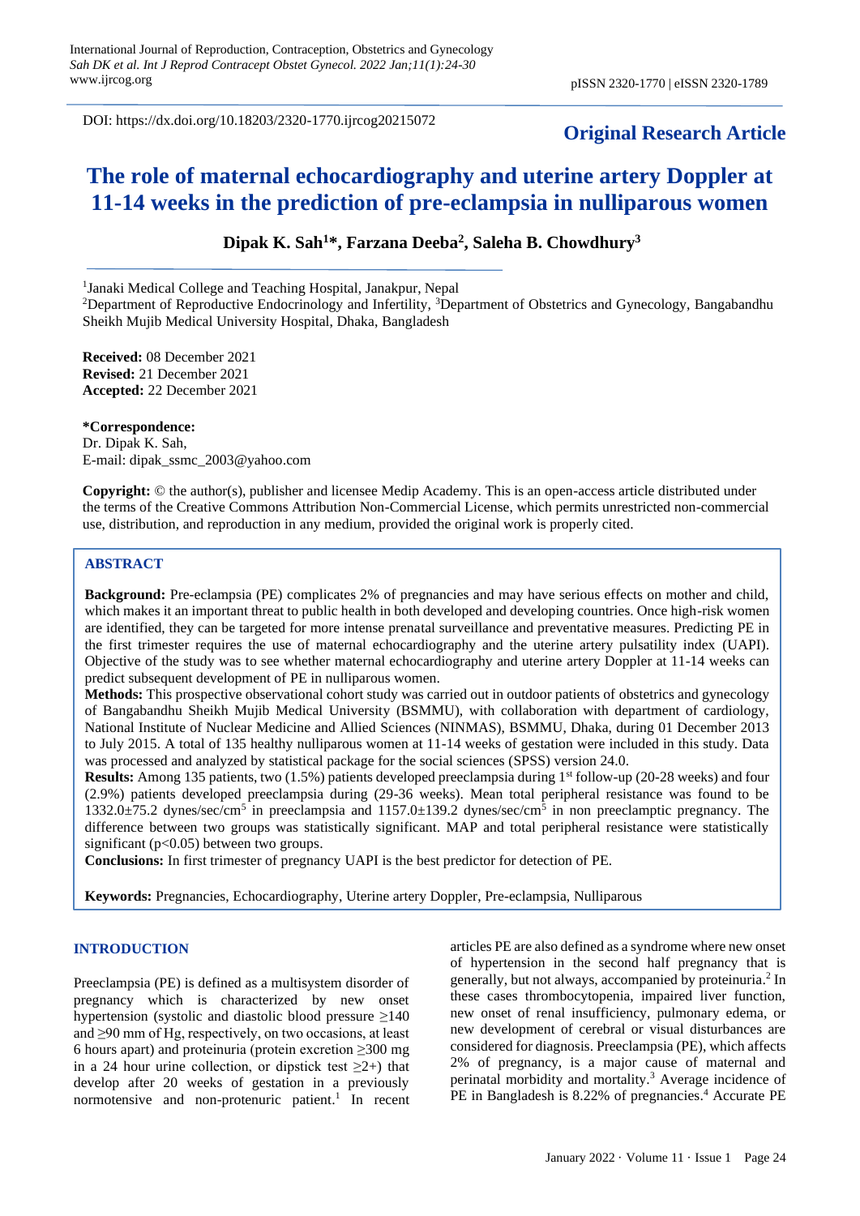DOI: https://dx.doi.org/10.18203/2320-1770.ijrcog20215072

**Original Research Article**

# The role of maternal echocardiography and uterine artery Doppler at 11-14 weeks in the prediction of pre-eclampsia in nulliparous women

**Dipak K. Sah[1]*, Farzana Deeba[2], Saleha B. Chowdhury[3]**

[1]Janaki Medical College and Teaching Hospital, Janakpur, Nepal
[2]Department of Reproductive Endocrinology and Infertility, [3]Department of Obstetrics and Gynecology, Bangabandhu Sheikh Mujib Medical University Hospital, Dhaka, Bangladesh

**Received:** 08 December 2021
**Revised:** 21 December 2021
**Accepted:** 22 December 2021

**\*Correspondence:**
Dr. Dipak K. Sah,
E-mail: dipak_ssmc_2003@yahoo.com

**Copyright:** © the author(s), publisher and licensee Medip Academy. This is an open-access article distributed under the terms of the Creative Commons Attribution Non-Commercial License, which permits unrestricted non-commercial use, distribution, and reproduction in any medium, provided the original work is properly cited.

## ABSTRACT

**Background:** Pre-eclampsia (PE) complicates 2% of pregnancies and may have serious effects on mother and child, which makes it an important threat to public health in both developed and developing countries. Once high-risk women are identified, they can be targeted for more intense prenatal surveillance and preventative measures. Predicting PE in the first trimester requires the use of maternal echocardiography and the uterine artery pulsatility index (UAPI). Objective of the study was to see whether maternal echocardiography and uterine artery Doppler at 11-14 weeks can predict subsequent development of PE in nulliparous women.

**Methods:** This prospective observational cohort study was carried out in outdoor patients of obstetrics and gynecology of Bangabandhu Sheikh Mujib Medical University (BSMMU), with collaboration with department of cardiology, National Institute of Nuclear Medicine and Allied Sciences (NINMAS), BSMMU, Dhaka, during 01 December 2013 to July 2015. A total of 135 healthy nulliparous women at 11-14 weeks of gestation were included in this study. Data was processed and analyzed by statistical package for the social sciences (SPSS) version 24.0.

**Results:** Among 135 patients, two (1.5%) patients developed preeclampsia during 1st follow-up (20-28 weeks) and four (2.9%) patients developed preeclampsia during (29-36 weeks). Mean total peripheral resistance was found to be 1332.0±75.2 dynes/sec/cm$^5$ in preeclampsia and 1157.0±139.2 dynes/sec/cm$^5$ in non preeclamptic pregnancy. The difference between two groups was statistically significant. MAP and total peripheral resistance were statistically significant ($p<0.05$) between two groups.

**Conclusions:** In first trimester of pregnancy UAPI is the best predictor for detection of PE.

**Keywords:** Pregnancies, Echocardiography, Uterine artery Doppler, Pre-eclampsia, Nulliparous

## INTRODUCTION

Preeclampsia (PE) is defined as a multisystem disorder of pregnancy which is characterized by new onset hypertension (systolic and diastolic blood pressure ≥140 and ≥90 mm of Hg, respectively, on two occasions, at least 6 hours apart) and proteinuria (protein excretion ≥300 mg in a 24 hour urine collection, or dipstick test ≥2+) that develop after 20 weeks of gestation in a previously normotensive and non-protenuric patient.[1] In recent articles PE are also defined as a syndrome where new onset of hypertension in the second half pregnancy that is generally, but not always, accompanied by proteinuria.[2] In these cases thrombocytopenia, impaired liver function, new onset of renal insufficiency, pulmonary edema, or new development of cerebral or visual disturbances are considered for diagnosis. Preeclampsia (PE), which affects 2% of pregnancy, is a major cause of maternal and perinatal morbidity and mortality.[3] Average incidence of PE in Bangladesh is 8.22% of pregnancies.[4] Accurate PE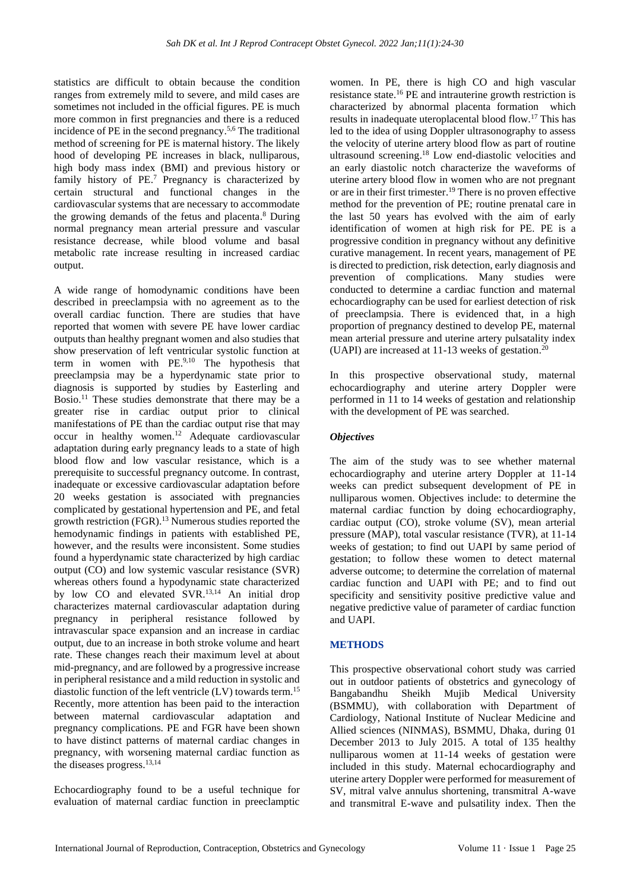statistics are difficult to obtain because the condition ranges from extremely mild to severe, and mild cases are sometimes not included in the official figures. PE is much more common in first pregnancies and there is a reduced incidence of PE in the second pregnancy.[5,6] The traditional method of screening for PE is maternal history. The likely hood of developing PE increases in black, nulliparous, high body mass index (BMI) and previous history or family history of PE.[7] Pregnancy is characterized by certain structural and functional changes in the cardiovascular systems that are necessary to accommodate the growing demands of the fetus and placenta.[8] During normal pregnancy mean arterial pressure and vascular resistance decrease, while blood volume and basal metabolic rate increase resulting in increased cardiac output.

A wide range of homodynamic conditions have been described in preeclampsia with no agreement as to the overall cardiac function. There are studies that have reported that women with severe PE have lower cardiac outputs than healthy pregnant women and also studies that show preservation of left ventricular systolic function at term in women with PE.[9,10] The hypothesis that preeclampsia may be a hyperdynamic state prior to diagnosis is supported by studies by Easterling and Bosio.[11] These studies demonstrate that there may be a greater rise in cardiac output prior to clinical manifestations of PE than the cardiac output rise that may occur in healthy women.[12] Adequate cardiovascular adaptation during early pregnancy leads to a state of high blood flow and low vascular resistance, which is a prerequisite to successful pregnancy outcome. In contrast, inadequate or excessive cardiovascular adaptation before 20 weeks gestation is associated with pregnancies complicated by gestational hypertension and PE, and fetal growth restriction (FGR).[13] Numerous studies reported the hemodynamic findings in patients with established PE, however, and the results were inconsistent. Some studies found a hyperdynamic state characterized by high cardiac output (CO) and low systemic vascular resistance (SVR) whereas others found a hypodynamic state characterized by low CO and elevated SVR.[13,14] An initial drop characterizes maternal cardiovascular adaptation during pregnancy in peripheral resistance followed by intravascular space expansion and an increase in cardiac output, due to an increase in both stroke volume and heart rate. These changes reach their maximum level at about mid-pregnancy, and are followed by a progressive increase in peripheral resistance and a mild reduction in systolic and diastolic function of the left ventricle (LV) towards term.[15] Recently, more attention has been paid to the interaction between maternal cardiovascular adaptation and pregnancy complications. PE and FGR have been shown to have distinct patterns of maternal cardiac changes in pregnancy, with worsening maternal cardiac function as the diseases progress.[13,14]

Echocardiography found to be a useful technique for evaluation of maternal cardiac function in preeclamptic women. In PE, there is high CO and high vascular resistance state.[16] PE and intrauterine growth restriction is characterized by abnormal placenta formation which results in inadequate uteroplacental blood flow.[17] This has led to the idea of using Doppler ultrasonography to assess the velocity of uterine artery blood flow as part of routine ultrasound screening.[18] Low end-diastolic velocities and an early diastolic notch characterize the waveforms of uterine artery blood flow in women who are not pregnant or are in their first trimester.[19] There is no proven effective method for the prevention of PE; routine prenatal care in the last 50 years has evolved with the aim of early identification of women at high risk for PE. PE is a progressive condition in pregnancy without any definitive curative management. In recent years, management of PE is directed to prediction, risk detection, early diagnosis and prevention of complications. Many studies were conducted to determine a cardiac function and maternal echocardiography can be used for earliest detection of risk of preeclampsia. There is evidenced that, in a high proportion of pregnancy destined to develop PE, maternal mean arterial pressure and uterine artery pulsatality index (UAPI) are increased at 11-13 weeks of gestation.[20]

In this prospective observational study, maternal echocardiography and uterine artery Doppler were performed in 11 to 14 weeks of gestation and relationship with the development of PE was searched.

### *Objectives*

The aim of the study was to see whether maternal echocardiography and uterine artery Doppler at 11-14 weeks can predict subsequent development of PE in nulliparous women. Objectives include: to determine the maternal cardiac function by doing echocardiography, cardiac output (CO), stroke volume (SV), mean arterial pressure (MAP), total vascular resistance (TVR), at 11-14 weeks of gestation; to find out UAPI by same period of gestation; to follow these women to detect maternal adverse outcome; to determine the correlation of maternal cardiac function and UAPI with PE; and to find out specificity and sensitivity positive predictive value and negative predictive value of parameter of cardiac function and UAPI.

## METHODS

This prospective observational cohort study was carried out in outdoor patients of obstetrics and gynecology of Bangabandhu Sheikh Mujib Medical University (BSMMU), with collaboration with Department of Cardiology, National Institute of Nuclear Medicine and Allied sciences (NINMAS), BSMMU, Dhaka, during 01 December 2013 to July 2015. A total of 135 healthy nulliparous women at 11-14 weeks of gestation were included in this study. Maternal echocardiography and uterine artery Doppler were performed for measurement of SV, mitral valve annulus shortening, transmitral A-wave and transmitral E-wave and pulsatility index. Then the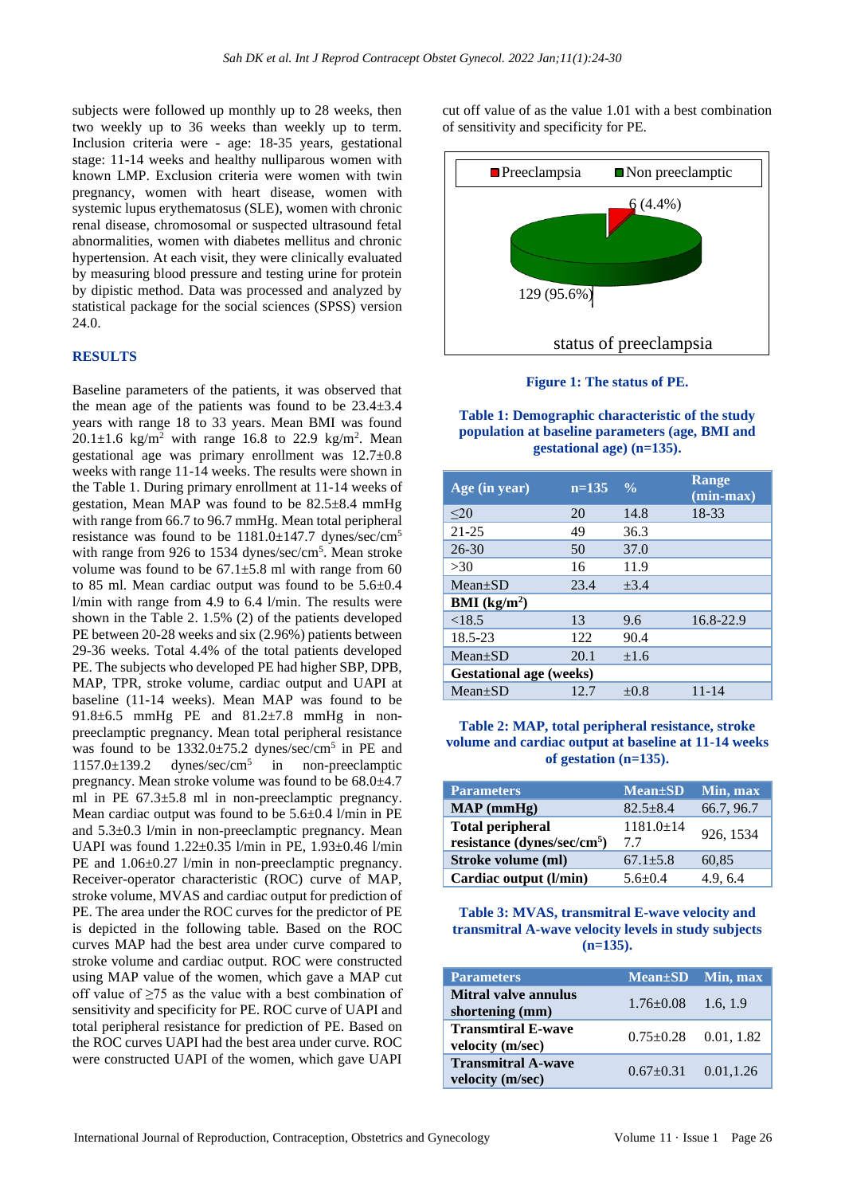subjects were followed up monthly up to 28 weeks, then two weekly up to 36 weeks than weekly up to term. Inclusion criteria were - age: 18-35 years, gestational stage: 11-14 weeks and healthy nulliparous women with known LMP. Exclusion criteria were women with twin pregnancy, women with heart disease, women with systemic lupus erythematosus (SLE), women with chronic renal disease, chromosomal or suspected ultrasound fetal abnormalities, women with diabetes mellitus and chronic hypertension. At each visit, they were clinically evaluated by measuring blood pressure and testing urine for protein by dipistic method. Data was processed and analyzed by statistical package for the social sciences (SPSS) version 24.0.

## RESULTS

Baseline parameters of the patients, it was observed that the mean age of the patients was found to be 23.4±3.4 years with range 18 to 33 years. Mean BMI was found 20.1±1.6 kg/m$^2$ with range 16.8 to 22.9 kg/m$^2$. Mean gestational age was primary enrollment was 12.7±0.8 weeks with range 11-14 weeks. The results were shown in the Table 1. During primary enrollment at 11-14 weeks of gestation, Mean MAP was found to be 82.5±8.4 mmHg with range from 66.7 to 96.7 mmHg. Mean total peripheral resistance was found to be 1181.0±147.7 dynes/sec/cm$^5$ with range from 926 to 1534 dynes/sec/cm$^5$. Mean stroke volume was found to be 67.1±5.8 ml with range from 60 to 85 ml. Mean cardiac output was found to be 5.6±0.4 l/min with range from 4.9 to 6.4 l/min. The results were shown in the Table 2. 1.5% (2) of the patients developed PE between 20-28 weeks and six (2.96%) patients between 29-36 weeks. Total 4.4% of the total patients developed PE. The subjects who developed PE had higher SBP, DPB, MAP, TPR, stroke volume, cardiac output and UAPI at baseline (11-14 weeks). Mean MAP was found to be 91.8±6.5 mmHg PE and 81.2±7.8 mmHg in non-preeclamptic pregnancy. Mean total peripheral resistance was found to be 1332.0±75.2 dynes/sec/cm$^5$ in PE and 1157.0±139.2 dynes/sec/cm$^5$ in non-preeclamptic pregnancy. Mean stroke volume was found to be 68.0±4.7 ml in PE 67.3±5.8 ml in non-preeclamptic pregnancy. Mean cardiac output was found to be 5.6±0.4 l/min in PE and 5.3±0.3 l/min in non-preeclamptic pregnancy. Mean UAPI was found 1.22±0.35 l/min in PE, 1.93±0.46 l/min PE and 1.06±0.27 l/min in non-preeclamptic pregnancy. Receiver-operator characteristic (ROC) curve of MAP, stroke volume, MVAS and cardiac output for prediction of PE. The area under the ROC curves for the predictor of PE is depicted in the following table. Based on the ROC curves MAP had the best area under curve compared to stroke volume and cardiac output. ROC were constructed using MAP value of the women, which gave a MAP cut off value of ≥75 as the value with a best combination of sensitivity and specificity for PE. ROC curve of UAPI and total peripheral resistance for prediction of PE. Based on the ROC curves UAPI had the best area under curve. ROC were constructed UAPI of the women, which gave UAPI cut off value of as the value 1.01 with a best combination of sensitivity and specificity for PE.

**Figure 1: The status of PE.**

**Table 1: Demographic characteristic of the study population at baseline parameters (age, BMI and gestational age) (n=135).**

| Age (in year) | n=135 | % | Range (min-max) |
|---|---|---|---|
| ≤20 | 20 | 14.8 | 18-33 |
| 21-25 | 49 | 36.3 | |
| 26-30 | 50 | 37.0 | |
| >30 | 16 | 11.9 | |
| Mean±SD | 23.4 | ±3.4 | |
| **BMI (kg/m$^2$)** | | | |
| <18.5 | 13 | 9.6 | 16.8-22.9 |
| 18.5-23 | 122 | 90.4 | |
| Mean±SD | 20.1 | ±1.6 | |
| **Gestational age (weeks)** | | | |
| Mean±SD | 12.7 | ±0.8 | 11-14 |

**Table 2: MAP, total peripheral resistance, stroke volume and cardiac output at baseline at 11-14 weeks of gestation (N=135).**

| Parameters | Mean±SD | Min, max |
|---|---|---|
| **MAP (mmHg)** | 82.5±8.4 | 66.7, 96.7 |
| **Total peripheral resistance (dynes/sec/cm$^5$)** | 1181.0±147.7 | 926, 1534 |
| **Stroke volume (ml)** | 67.1±5.8 | 60,85 |
| **Cardiac output (l/min)** | 5.6±0.4 | 4.9, 6.4 |

**Table 3: MVAS, transmitral E-wave velocity and transmitral A-wave velocity levels in study subjects (n=135).**

| Parameters | Mean±SD | Min, max |
|---|---|---|
| **Mitral valve annulus shortening (mm)** | 1.76±0.08 | 1.6, 1.9 |
| **Transmtiral E-wave velocity (m/sec)** | 0.75±0.28 | 0.01, 1.82 |
| **Transmitral A-wave velocity (m/sec)** | 0.67±0.31 | 0.01,1.26 |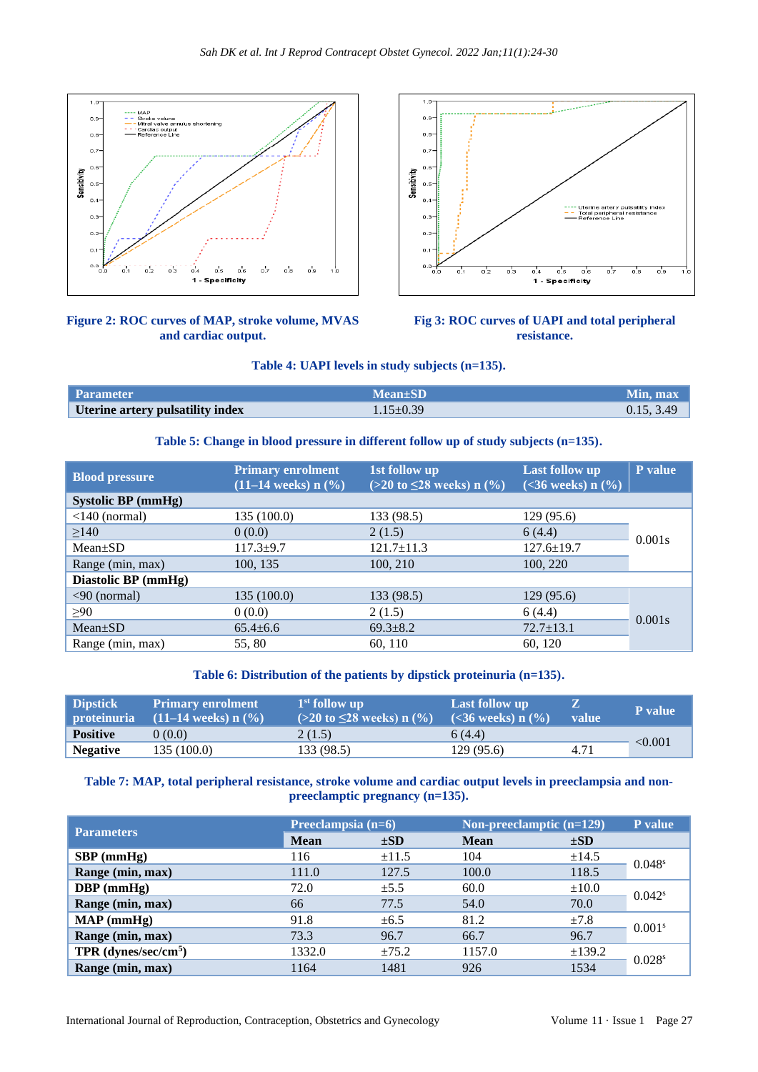**Figure 2: ROC curves of MAP, stroke volume, MVAS and cardiac output.**

**Fig 3: ROC curves of UAPI and total peripheral resistance.**

**Table 4: UAPI levels in study subjects (n=135).**

| Parameter | Mean±SD | Min, max |
|---|---|---|
| **Uterine artery pulsatility index** | 1.15±0.39 | 0.15, 3.49 |

**Table 5: Change in blood pressure in different follow up of study subjects (n=135).**

| Blood pressure | Primary enrolment (11–14 weeks) n (%) | 1st follow up (>20 to ≤28 weeks) n (%) | Last follow up (<36 weeks) n (%) | P value |
|---|---|---|---|---|
| **Systolic BP (mmHg)** | | | | |
| <140 (normal) | 135 (100.0) | 133 (98.5) | 129 (95.6) | 0.001s |
| ≥140 | 0 (0.0) | 2 (1.5) | 6 (4.4) | |
| Mean±SD | 117.3±9.7 | 121.7±11.3 | 127.6±19.7 | |
| Range (min, max) | 100, 135 | 100, 210 | 100, 220 | |
| **Diastolic BP (mmHg)** | | | | |
| <90 (normal) | 135 (100.0) | 133 (98.5) | 129 (95.6) | 0.001s |
| ≥90 | 0 (0.0) | 2 (1.5) | 6 (4.4) | |
| Mean±SD | 65.4±6.6 | 69.3±8.2 | 72.7±13.1 | |
| Range (min, max) | 55, 80 | 60, 110 | 60, 120 | |

**Table 6: Distribution of the patients by dipstick proteinuria (n=135).**

| Dipstick proteinuria | Primary enrolment (11–14 weeks) n (%) | 1st follow up (>20 to ≤28 weeks) n (%) | Last follow up (<36 weeks) n (%) | Z value | P value |
|---|---|---|---|---|---|
| **Positive** | 0 (0.0) | 2 (1.5) | 6 (4.4) | | <0.001 |
| **Negative** | 135 (100.0) | 133 (98.5) | 129 (95.6) | 4.71 | |

**Table 7: MAP, total peripheral resistance, stroke volume and cardiac output levels in preeclampsia and non-preeclamptic pregnancy (n=135).**

| Parameters | Preeclampsia (n=6) | | Non-preeclamptic (n=129) | | P value |
|---|---|---|---|---|---|
| | **Mean** | **±SD** | **Mean** | **±SD** | |
| **SBP (mmHg)** | 116 | ±11.5 | 104 | ±14.5 | 0.048[s] |
| **Range (min, max)** | 111.0 | 127.5 | 100.0 | 118.5 | |
| **DBP (mmHg)** | 72.0 | ±5.5 | 60.0 | ±10.0 | 0.042[s] |
| **Range (min, max)** | 66 | 77.5 | 54.0 | 70.0 | |
| **MAP (mmHg)** | 91.8 | ±6.5 | 81.2 | ±7.8 | 0.001[s] |
| **Range (min, max)** | 73.3 | 96.7 | 66.7 | 96.7 | |
| **TPR (dynes/sec/cm$^5$)** | 1332.0 | ±75.2 | 1157.0 | ±139.2 | 0.028[s] |
| **Range (min, max)** | 1164 | 1481 | 926 | 1534 | |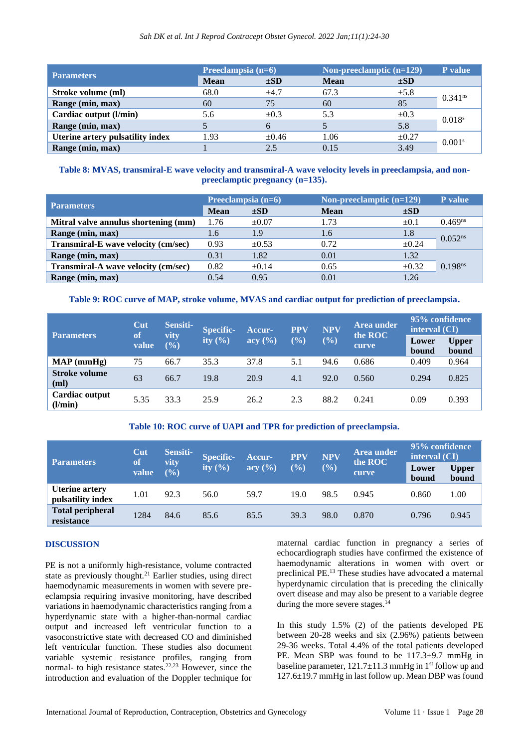| Parameters | Preeclampsia (n=6) | | Non-preeclamptic (n=129) | | P value |
|---|---|---|---|---|---|
| | Mean | ±SD | Mean | ±SD | |
| **Stroke volume (ml)** | 68.0 | ±4.7 | 67.3 | ±5.8 | 0.341[ns] |
| **Range (min, max)** | 60 | 75 | 60 | 85 | |
| **Cardiac output (l/min)** | 5.6 | ±0.3 | 5.3 | ±0.3 | 0.018[s] |
| **Range (min, max)** | 5 | 6 | 5 | 5.8 | |
| **Uterine artery pulsatility index** | 1.93 | ±0.46 | 1.06 | ±0.27 | 0.001[s] |
| **Range (min, max)** | 1 | 2.5 | 0.15 | 3.49 | |

**Table 8: MVAS, transmiral-E wave velocity and transmiral-A wave velocity levels in preeclampsia, and non-preeclamptic pregnancy (n=135).**

| Parameters | Preeclampsia (n=6) | | Non-preeclamptic (n=129) | | P value |
|---|---|---|---|---|---|
| | Mean | ±SD | Mean | ±SD | |
| **Mitral valve annulus shortening (mm)** | 1.76 | ±0.07 | 1.73 | ±0.1 | 0.469[ns] |
| **Range (min, max)** | 1.6 | 1.9 | 1.6 | 1.8 | 0.052[ns] |
| **Transmiral-E wave velocity (cm/sec)** | 0.93 | ±0.53 | 0.72 | ±0.24 | |
| **Range (min, max)** | 0.31 | 1.82 | 0.01 | 1.32 | |
| **Transmiral-A wave velocity (cm/sec)** | 0.82 | ±0.14 | 0.65 | ±0.32 | 0.198[ns] |
| **Range (min, max)** | 0.54 | 0.95 | 0.01 | 1.26 | |

**Table 9: ROC curve of MAP, stroke volume, MVAS and cardiac output for prediction of preeclampsia.**

| Parameters | Cut of value | Sensitivity (%) | Specificity (%) | Accuracy (%) | PPV (%) | NPV (%) | Area under the ROC curve | 95% confidence interval (CI) | |
|---|---|---|---|---|---|---|---|---|---|
| | | | | | | | | Lower bound | Upper bound |
| **MAP (mmHg)** | 75 | 66.7 | 35.3 | 37.8 | 5.1 | 94.6 | 0.686 | 0.409 | 0.964 |
| **Stroke volume (ml)** | 63 | 66.7 | 19.8 | 20.9 | 4.1 | 92.0 | 0.560 | 0.294 | 0.825 |
| **Cardiac output (l/min)** | 5.35 | 33.3 | 25.9 | 26.2 | 2.3 | 88.2 | 0.241 | 0.09 | 0.393 |

**Table 10: ROC curve of UAPI and TPR for prediction of preeclampsia.**

| Parameters | Cut of value | Sensitivity (%) | Specificity (%) | Accuracy (%) | PPV (%) | NPV (%) | Area under the ROC curve | 95% confidence interval (CI) | |
|---|---|---|---|---|---|---|---|---|---|
| | | | | | | | | Lower bound | Upper bound |
| **Uterine artery pulsatility index** | 1.01 | 92.3 | 56.0 | 59.7 | 19.0 | 98.5 | 0.945 | 0.860 | 1.00 |
| **Total peripheral resistance** | 1284 | 84.6 | 85.6 | 85.5 | 39.3 | 98.0 | 0.870 | 0.796 | 0.945 |

## DISCUSSION

PE is not a uniformly high-resistance, volume contracted state as previously thought.[21] Earlier studies, using direct haemodynamic measurements in women with severe pre-eclampsia requiring invasive monitoring, have described variations in haemodynamic characteristics ranging from a hyperdynamic state with a higher-than-normal cardiac output and increased left ventricular function to a vasoconstrictive state with decreased CO and diminished left ventricular function. These studies also document variable systemic resistance profiles, ranging from normal- to high resistance states.[22,23] However, since the introduction and evaluation of the Doppler technique for maternal cardiac function in pregnancy a series of echocardiograph studies have confirmed the existence of haemodynamic alterations in women with overt or preclinical PE.[13] These studies have advocated a maternal hyperdynamic circulation that is preceding the clinically overt disease and may also be present to a variable degree during the more severe stages.[14]

In this study 1.5% (2) of the patients developed PE between 20-28 weeks and six (2.96%) patients between 29-36 weeks. Total 4.4% of the total patients developed PE. Mean SBP was found to be 117.3±9.7 mmHg in baseline parameter, 121.7±11.3 mmHg in 1[st] follow up and 127.6±19.7 mmHg in last follow up. Mean DBP was found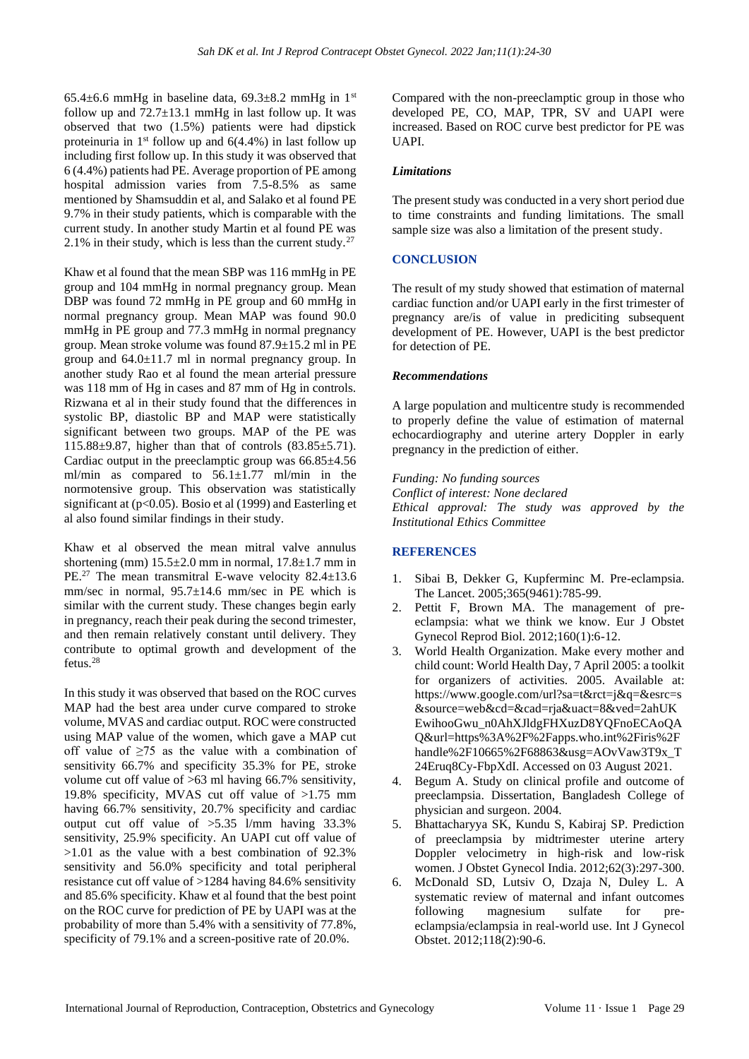65.4±6.6 mmHg in baseline data, 69.3±8.2 mmHg in 1st follow up and 72.7±13.1 mmHg in last follow up. It was observed that two (1.5%) patients were had dipstick proteinuria in 1st follow up and 6(4.4%) in last follow up including first follow up. In this study it was observed that 6 (4.4%) patients had PE. Average proportion of PE among hospital admission varies from 7.5-8.5% as same mentioned by Shamsuddin et al, and Salako et al found PE 9.7% in their study patients, which is comparable with the current study. In another study Martin et al found PE was 2.1% in their study, which is less than the current study.[27]

Khaw et al found that the mean SBP was 116 mmHg in PE group and 104 mmHg in normal pregnancy group. Mean DBP was found 72 mmHg in PE group and 60 mmHg in normal pregnancy group. Mean MAP was found 90.0 mmHg in PE group and 77.3 mmHg in normal pregnancy group. Mean stroke volume was found 87.9±15.2 ml in PE group and 64.0±11.7 ml in normal pregnancy group. In another study Rao et al found the mean arterial pressure was 118 mm of Hg in cases and 87 mm of Hg in controls. Rizwana et al in their study found that the differences in systolic BP, diastolic BP and MAP were statistically significant between two groups. MAP of the PE was 115.88±9.87, higher than that of controls (83.85±5.71). Cardiac output in the preeclamptic group was 66.85±4.56 ml/min as compared to 56.1±1.77 ml/min in the normotensive group. This observation was statistically significant at ($p<0.05$). Bosio et al (1999) and Easterling et al also found similar findings in their study.

Khaw et al observed the mean mitral valve annulus shortening (mm) 15.5±2.0 mm in normal, 17.8±1.7 mm in PE.[27] The mean transmitral E-wave velocity 82.4±13.6 mm/sec in normal, 95.7±14.6 mm/sec in PE which is similar with the current study. These changes begin early in pregnancy, reach their peak during the second trimester, and then remain relatively constant until delivery. They contribute to optimal growth and development of the fetus.[28]

In this study it was observed that based on the ROC curves MAP had the best area under curve compared to stroke volume, MVAS and cardiac output. ROC were constructed using MAP value of the women, which gave a MAP cut off value of ≥75 as the value with a combination of sensitivity 66.7% and specificity 35.3% for PE, stroke volume cut off value of >63 ml having 66.7% sensitivity, 19.8% specificity, MVAS cut off value of >1.75 mm having 66.7% sensitivity, 20.7% specificity and cardiac output cut off value of >5.35 l/mm having 33.3% sensitivity, 25.9% specificity. An UAPI cut off value of >1.01 as the value with a best combination of 92.3% sensitivity and 56.0% specificity and total peripheral resistance cut off value of >1284 having 84.6% sensitivity and 85.6% specificity. Khaw et al found that the best point on the ROC curve for prediction of PE by UAPI was at the probability of more than 5.4% with a sensitivity of 77.8%, specificity of 79.1% and a screen-positive rate of 20.0%.

Compared with the non-preeclamptic group in those who developed PE, CO, MAP, TPR, SV and UAPI were increased. Based on ROC curve best predictor for PE was UAPI.

### *Limitations*

The present study was conducted in a very short period due to time constraints and funding limitations. The small sample size was also a limitation of the present study.

## CONCLUSION

The result of my study showed that estimation of maternal cardiac function and/or UAPI early in the first trimester of pregnancy are/is of value in prediciting subsequent development of PE. However, UAPI is the best predictor for detection of PE.

### *Recommendations*

A large population and multicentre study is recommended to properly define the value of estimation of maternal echocardiography and uterine artery Doppler in early pregnancy in the prediction of either.

*Funding: No funding sources*
*Conflict of interest: None declared*
*Ethical approval: The study was approved by the Institutional Ethics Committee*

## REFERENCES

1. Sibai B, Dekker G, Kupferminc M. Pre-eclampsia. The Lancet. 2005;365(9461):785-99.
2. Pettit F, Brown MA. The management of pre-eclampsia: what we think we know. Eur J Obstet Gynecol Reprod Biol. 2012;160(1):6-12.
3. World Health Organization. Make every mother and child count: World Health Day, 7 April 2005: a toolkit for organizers of activities. 2005. Available at: https://www.google.com/url?sa=t&rct=j&q=&esrc=s&source=web&cd=&cad=rja&uact=8&ved=2ahUKEwihooGwu_n0AhXJldgFHXuzD8YQFnoECAoQAQ&url=https%3A%2F%2Fapps.who.int%2Firis%2Fhandle%2F10665%2F68863&usg=AOvVaw3T9x_T24Eruq8Cy-FbpXdI. Accessed on 03 August 2021.
4. Begum A. Study on clinical profile and outcome of preeclampsia. Dissertation, Bangladesh College of physician and surgeon. 2004.
5. Bhattacharyya SK, Kundu S, Kabiraj SP. Prediction of preeclampsia by midtrimester uterine artery Doppler velocimetry in high-risk and low-risk women. J Obstet Gynecol India. 2012;62(3):297-300.
6. McDonald SD, Lutsiv O, Dzaja N, Duley L. A systematic review of maternal and infant outcomes following magnesium sulfate for pre-eclampsia/eclampsia in real-world use. Int J Gynecol Obstet. 2012;118(2):90-6.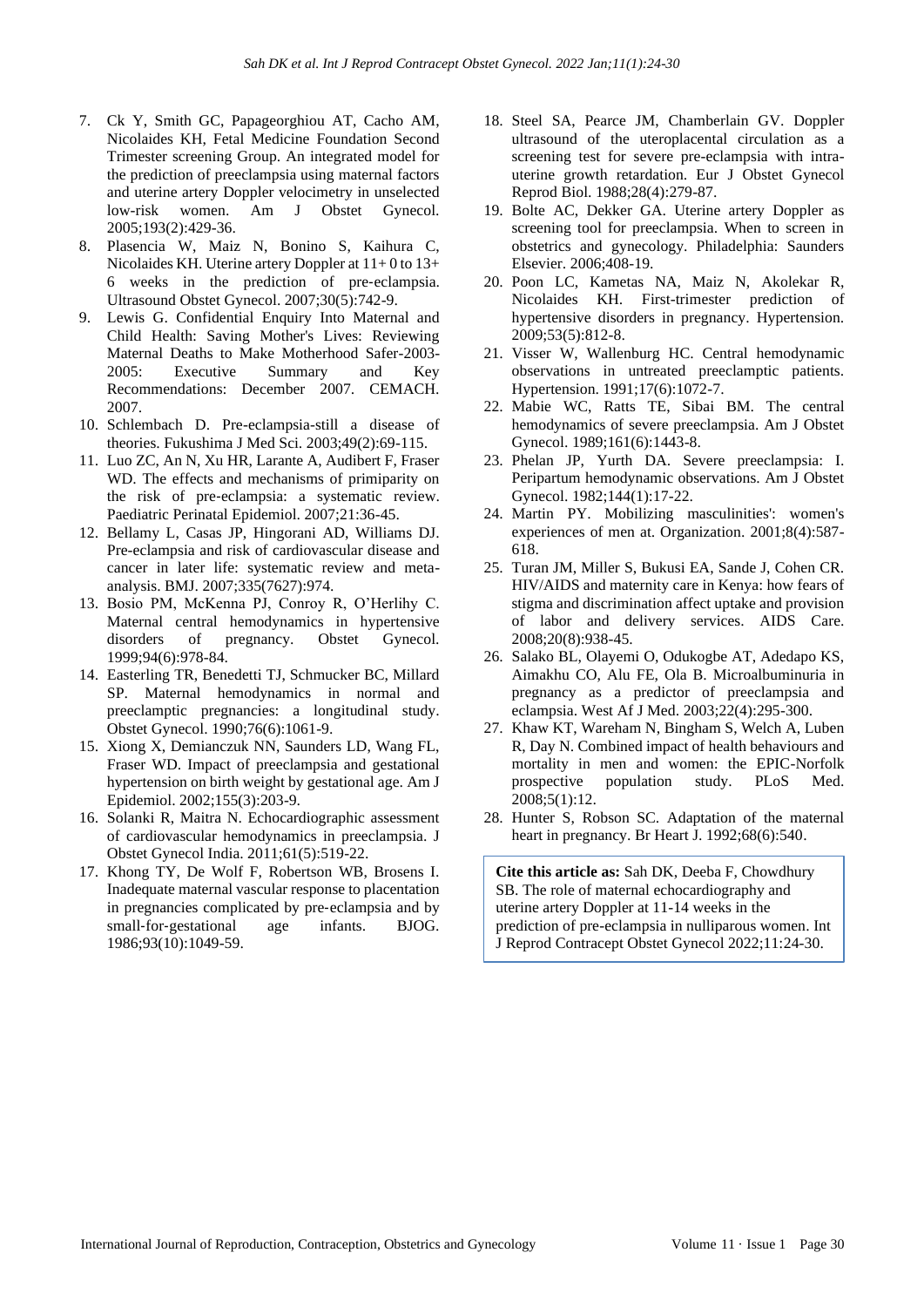7. Ck Y, Smith GC, Papageorghiou AT, Cacho AM, Nicolaides KH, Fetal Medicine Foundation Second Trimester screening Group. An integrated model for the prediction of preeclampsia using maternal factors and uterine artery Doppler velocimetry in unselected low-risk women. Am J Obstet Gynecol. 2005;193(2):429-36.
8. Plasencia W, Maiz N, Bonino S, Kaihura C, Nicolaides KH. Uterine artery Doppler at 11+ 0 to 13+ 6 weeks in the prediction of pre-eclampsia. Ultrasound Obstet Gynecol. 2007;30(5):742-9.
9. Lewis G. Confidential Enquiry Into Maternal and Child Health: Saving Mother's Lives: Reviewing Maternal Deaths to Make Motherhood Safer-2003-2005: Executive Summary and Key Recommendations: December 2007. CEMACH. 2007.
10. Schlembach D. Pre-eclampsia-still a disease of theories. Fukushima J Med Sci. 2003;49(2):69-115.
11. Luo ZC, An N, Xu HR, Larante A, Audibert F, Fraser WD. The effects and mechanisms of primiparity on the risk of pre-eclampsia: a systematic review. Paediatric Perinatal Epidemiol. 2007;21:36-45.
12. Bellamy L, Casas JP, Hingorani AD, Williams DJ. Pre-eclampsia and risk of cardiovascular disease and cancer in later life: systematic review and meta-analysis. BMJ. 2007;335(7627):974.
13. Bosio PM, McKenna PJ, Conroy R, O'Herlihy C. Maternal central hemodynamics in hypertensive disorders of pregnancy. Obstet Gynecol. 1999;94(6):978-84.
14. Easterling TR, Benedetti TJ, Schmucker BC, Millard SP. Maternal hemodynamics in normal and preeclamptic pregnancies: a longitudinal study. Obstet Gynecol. 1990;76(6):1061-9.
15. Xiong X, Demianczuk NN, Saunders LD, Wang FL, Fraser WD. Impact of preeclampsia and gestational hypertension on birth weight by gestational age. Am J Epidemiol. 2002;155(3):203-9.
16. Solanki R, Maitra N. Echocardiographic assessment of cardiovascular hemodynamics in preeclampsia. J Obstet Gynecol India. 2011;61(5):519-22.
17. Khong TY, De Wolf F, Robertson WB, Brosens I. Inadequate maternal vascular response to placentation in pregnancies complicated by pre-eclampsia and by small-for-gestational age infants. BJOG. 1986;93(10):1049-59.
18. Steel SA, Pearce JM, Chamberlain GV. Doppler ultrasound of the uteroplacental circulation as a screening test for severe pre-eclampsia with intra-uterine growth retardation. Eur J Obstet Gynecol Reprod Biol. 1988;28(4):279-87.
19. Bolte AC, Dekker GA. Uterine artery Doppler as screening tool for preeclampsia. When to screen in obstetrics and gynecology. Philadelphia: Saunders Elsevier. 2006;408-19.
20. Poon LC, Kametas NA, Maiz N, Akolekar R, Nicolaides KH. First-trimester prediction of hypertensive disorders in pregnancy. Hypertension. 2009;53(5):812-8.
21. Visser W, Wallenburg HC. Central hemodynamic observations in untreated preeclamptic patients. Hypertension. 1991;17(6):1072-7.
22. Mabie WC, Ratts TE, Sibai BM. The central hemodynamics of severe preeclampsia. Am J Obstet Gynecol. 1989;161(6):1443-8.
23. Phelan JP, Yurth DA. Severe preeclampsia: I. Peripartum hemodynamic observations. Am J Obstet Gynecol. 1982;144(1):17-22.
24. Martin PY. Mobilizing masculinities': women's experiences of men at. Organization. 2001;8(4):587-618.
25. Turan JM, Miller S, Bukusi EA, Sande J, Cohen CR. HIV/AIDS and maternity care in Kenya: how fears of stigma and discrimination affect uptake and provision of labor and delivery services. AIDS Care. 2008;20(8):938-45.
26. Salako BL, Olayemi O, Odukogbe AT, Adedapo KS, Aimakhu CO, Alu FE, Ola B. Microalbuminuria in pregnancy as a predictor of preeclampsia and eclampsia. West Af J Med. 2003;22(4):295-300.
27. Khaw KT, Wareham N, Bingham S, Welch A, Luben R, Day N. Combined impact of health behaviours and mortality in men and women: the EPIC-Norfolk prospective population study. PLoS Med. 2008;5(1):12.
28. Hunter S, Robson SC. Adaptation of the maternal heart in pregnancy. Br Heart J. 1992;68(6):540.

**Cite this article as:** Sah DK, Deeba F, Chowdhury SB. The role of maternal echocardiography and uterine artery Doppler at 11-14 weeks in the prediction of pre-eclampsia in nulliparous women. Int J Reprod Contracept Obstet Gynecol 2022;11:24-30.